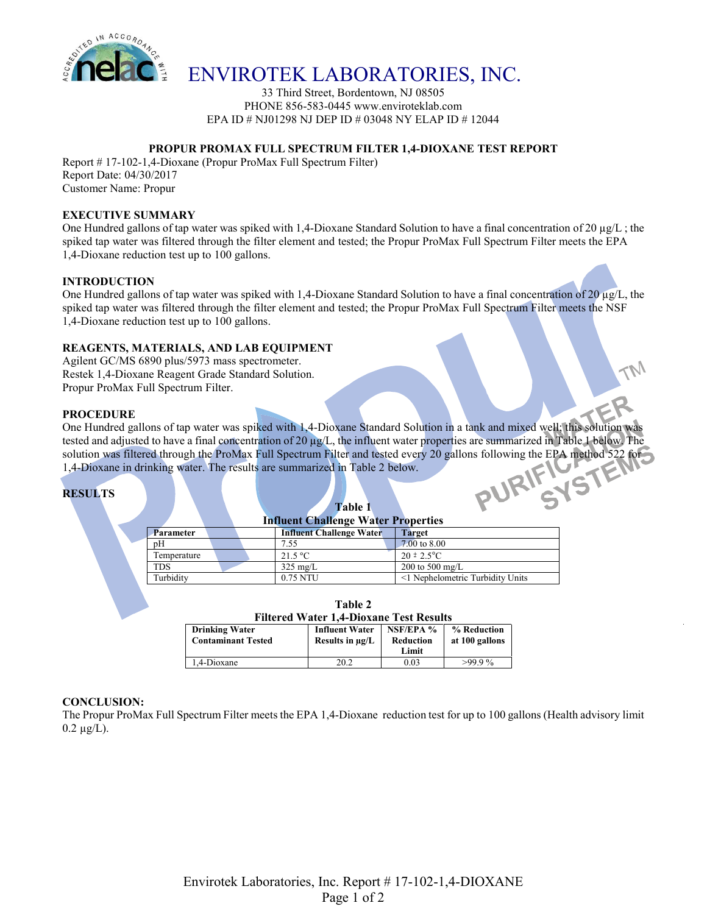# ENVIROTEK LABORATORIES, INC.

33 Third Street, Bordentown, NJ 08505
PHONE 856-583-0445 www.enviroteklab.com
EPA ID # NJ01298 NJ DEP ID # 03048 NY ELAP ID # 12044

## PROPUR PROMAX FULL SPECTRUM FILTER 1,4-DIOXANE TEST REPORT

Report # 17-102-1,4-Dioxane (Propur ProMax Full Spectrum Filter)
Report Date: 04/30/2017
Customer Name: Propur

### EXECUTIVE SUMMARY

One Hundred gallons of tap water was spiked with 1,4-Dioxane Standard Solution to have a final concentration of 20 μg/L ; the spiked tap water was filtered through the filter element and tested; the Propur ProMax Full Spectrum Filter meets the EPA 1,4-Dioxane reduction test up to 100 gallons.

### INTRODUCTION

One Hundred gallons of tap water was spiked with 1,4-Dioxane Standard Solution to have a final concentration of 20 μg/L, the spiked tap water was filtered through the filter element and tested; the Propur ProMax Full Spectrum Filter meets the NSF 1,4-Dioxane reduction test up to 100 gallons.

### REAGENTS, MATERIALS, AND LAB EQUIPMENT

Agilent GC/MS 6890 plus/5973 mass spectrometer.
Restek 1,4-Dioxane Reagent Grade Standard Solution.
Propur ProMax Full Spectrum Filter.

### PROCEDURE

One Hundred gallons of tap water was spiked with 1,4-Dioxane Standard Solution in a tank and mixed well; this solution was tested and adjusted to have a final concentration of 20 μg/L, the influent water properties are summarized in Table 1 below. The solution was filtered through the ProMax Full Spectrum Filter and tested every 20 gallons following the EPA method 522 for 1,4-Dioxane in drinking water. The results are summarized in Table 2 below.

### RESULTS

**Table 1**
**Influent Challenge Water Properties**

| Parameter | Influent Challenge Water | Target |
|---|---|---|
| pH | 7.55 | 7.00 to 8.00 |
| Temperature | 21.5 °C | 20 ± 2.5°C |
| TDS | 325 mg/L | 200 to 500 mg/L |
| Turbidity | 0.75 NTU | <1 Nephelometric Turbidity Units |

**Table 2**
**Filtered Water 1,4-Dioxane Test Results**

| Drinking Water Contaminant Tested | Influent Water Results in μg/L | NSF/EPA % Reduction Limit | % Reduction at 100 gallons |
|---|---|---|---|
| 1,4-Dioxane | 20.2 | 0.03 | >99.9 % |

### CONCLUSION:

The Propur ProMax Full Spectrum Filter meets the EPA 1,4-Dioxane reduction test for up to 100 gallons (Health advisory limit 0.2 μg/L).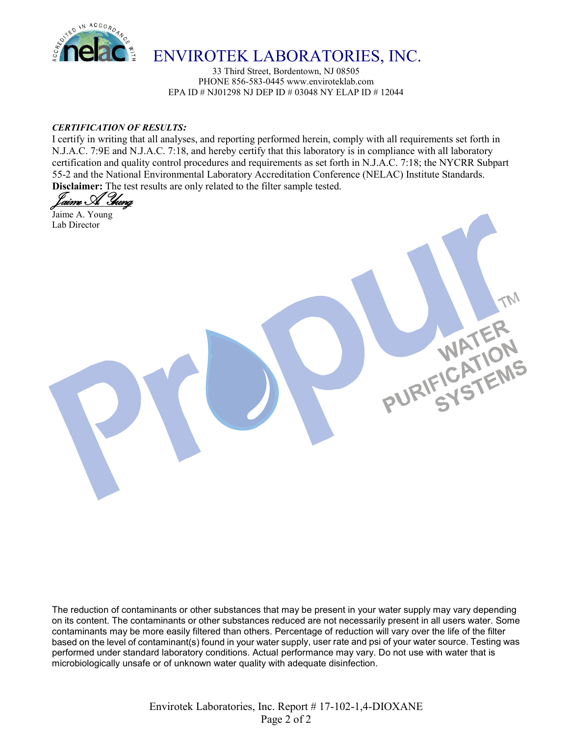ENVIROTEK LABORATORIES, INC.

33 Third Street, Bordentown, NJ 08505
PHONE 856-583-0445 www.enviroteklab.com
EPA ID # NJ01298 NJ DEP ID # 03048 NY ELAP ID # 12044

***CERTIFICATION OF RESULTS:***

I certify in writing that all analyses, and reporting performed herein, comply with all requirements set forth in N.J.A.C. 7:9E and N.J.A.C. 7:18, and hereby certify that this laboratory is in compliance with all laboratory certification and quality control procedures and requirements as set forth in N.J.A.C. 7:18; the NYCRR Subpart 55-2 and the National Environmental Laboratory Accreditation Conference (NELAC) Institute Standards.

**Disclaimer:** The test results are only related to the filter sample tested.

*Jaime A. Young*

Jaime A. Young
Lab Director

The reduction of contaminants or other substances that may be present in your water supply may vary depending on its content. The contaminants or other substances reduced are not necessarily present in all users water. Some contaminants may be more easily filtered than others. Percentage of reduction will vary over the life of the filter based on the level of contaminant(s) found in your water supply, user rate and psi of your water source. Testing was performed under standard laboratory conditions. Actual performance may vary. Do not use with water that is microbiologically unsafe or of unknown water quality with adequate disinfection.

Envirotek Laboratories, Inc. Report # 17-102-1,4-DIOXANE